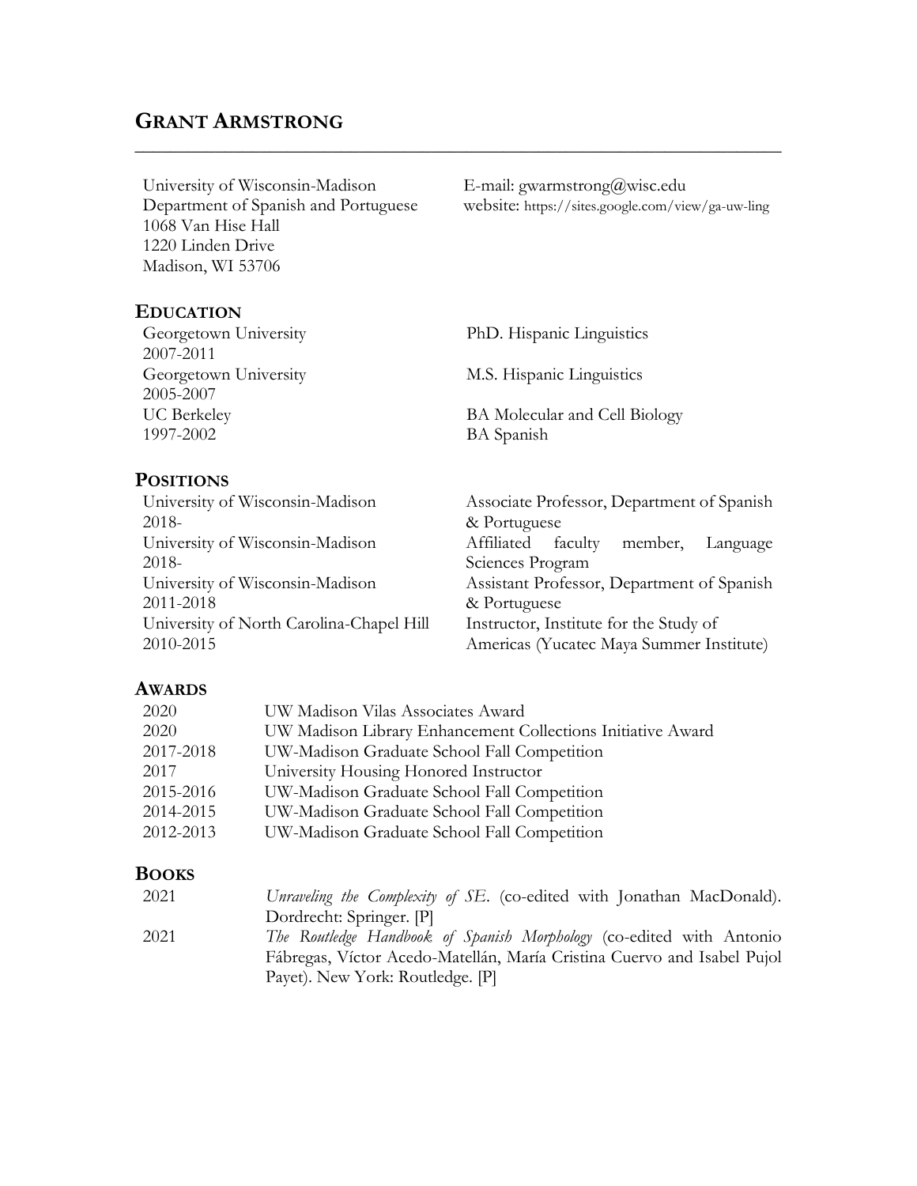# GRANT ARMSTRONG

University of Wisconsin-Madison
Department of Spanish and Portuguese
1068 Van Hise Hall
1220 Linden Drive
Madison, WI 53706

E-mail: gwarmstrong@wisc.edu
website: https://sites.google.com/view/ga-uw-ling

## EDUCATION

| | |
|---|---|
| Georgetown University 2007-2011 | PhD. Hispanic Linguistics |
| Georgetown University 2005-2007 | M.S. Hispanic Linguistics |
| UC Berkeley 1997-2002 | BA Molecular and Cell Biology<br>BA Spanish |

## POSITIONS

| | |
|---|---|
| University of Wisconsin-Madison 2018- | Associate Professor, Department of Spanish & Portuguese |
| University of Wisconsin-Madison 2018- | Affiliated faculty member, Language Sciences Program |
| University of Wisconsin-Madison 2011-2018 | Assistant Professor, Department of Spanish & Portuguese |
| University of North Carolina-Chapel Hill 2010-2015 | Instructor, Institute for the Study of Americas (Yucatec Maya Summer Institute) |

## AWARDS

| | |
|---|---|
| 2020 | UW Madison Vilas Associates Award |
| 2020 | UW Madison Library Enhancement Collections Initiative Award |
| 2017-2018 | UW-Madison Graduate School Fall Competition |
| 2017 | University Housing Honored Instructor |
| 2015-2016 | UW-Madison Graduate School Fall Competition |
| 2014-2015 | UW-Madison Graduate School Fall Competition |
| 2012-2013 | UW-Madison Graduate School Fall Competition |

## BOOKS

| | |
|---|---|
| 2021 | *Unraveling the Complexity of SE*. (co-edited with Jonathan MacDonald). Dordrecht: Springer. [P] |
| 2021 | *The Routledge Handbook of Spanish Morphology* (co-edited with Antonio Fábregas, Víctor Acedo-Matellán, María Cristina Cuervo and Isabel Pujol Payet). New York: Routledge. [P] |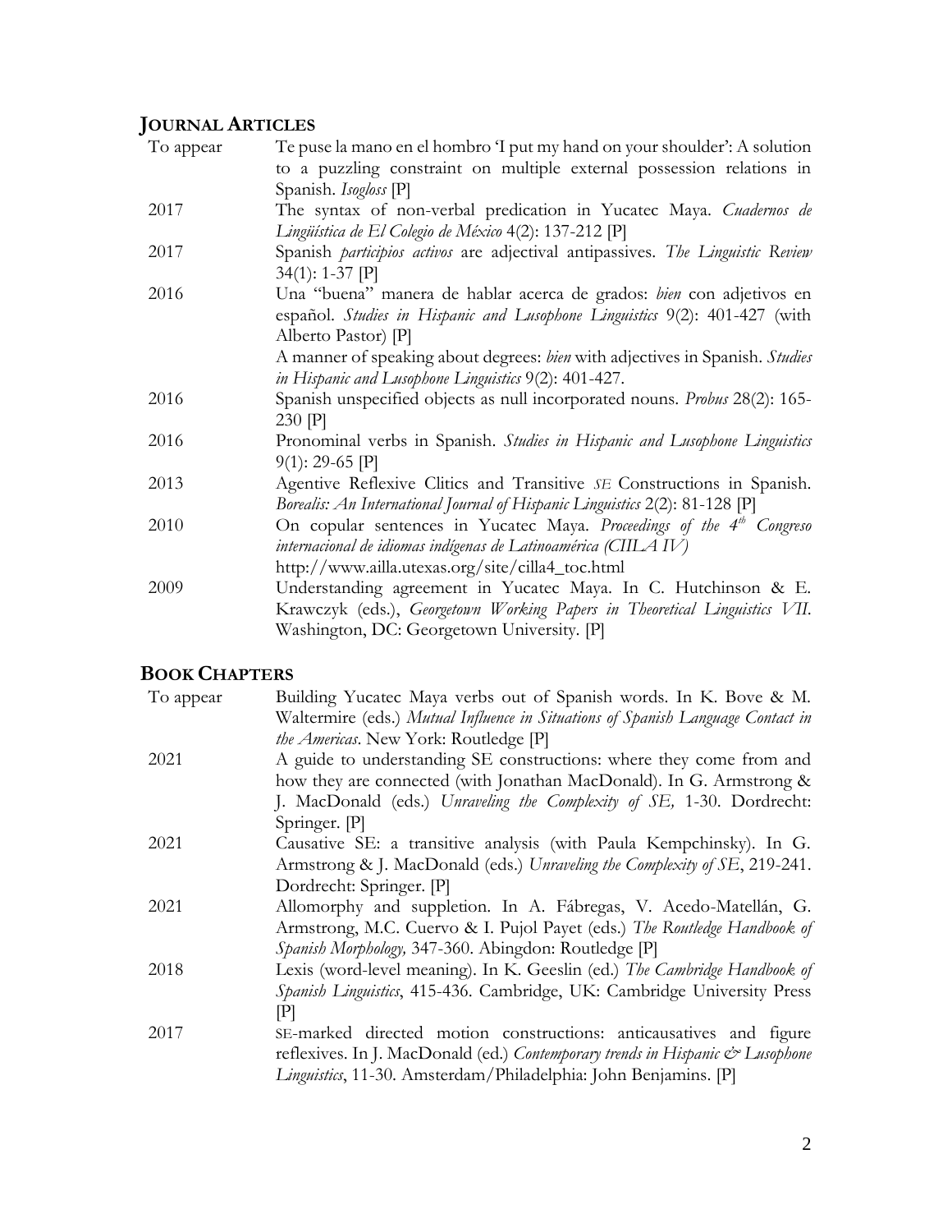## JOURNAL ARTICLES

| | |
|---|---|
| To appear | Te puse la mano en el hombro 'I put my hand on your shoulder': A solution to a puzzling constraint on multiple external possession relations in Spanish. *Isogloss* [P] |
| 2017 | The syntax of non-verbal predication in Yucatec Maya. *Cuadernos de Lingüística de El Colegio de México* 4(2): 137-212 [P] |
| 2017 | Spanish *participios activos* are adjectival antipassives. *The Linguistic Review* 34(1): 1-37 [P] |
| 2016 | Una "buena" manera de hablar acerca de grados: *bien* con adjetivos en español. *Studies in Hispanic and Lusophone Linguistics* 9(2): 401-427 (with Alberto Pastor) [P] |
| | A manner of speaking about degrees: *bien* with adjectives in Spanish. *Studies in Hispanic and Lusophone Linguistics* 9(2): 401-427. |
| 2016 | Spanish unspecified objects as null incorporated nouns. *Probus* 28(2): 165-230 [P] |
| 2016 | Pronominal verbs in Spanish. *Studies in Hispanic and Lusophone Linguistics* 9(1): 29-65 [P] |
| 2013 | Agentive Reflexive Clitics and Transitive SE Constructions in Spanish. *Borealis: An International Journal of Hispanic Linguistics* 2(2): 81-128 [P] |
| 2010 | On copular sentences in Yucatec Maya. *Proceedings of the 4th Congreso internacional de idiomas indígenas de Latinoamérica (CIILA IV)* http://www.ailla.utexas.org/site/cilla4_toc.html |
| 2009 | Understanding agreement in Yucatec Maya. In C. Hutchinson & E. Krawczyk (eds.), *Georgetown Working Papers in Theoretical Linguistics VII*. Washington, DC: Georgetown University. [P] |

## BOOK CHAPTERS

| | |
|---|---|
| To appear | Building Yucatec Maya verbs out of Spanish words. In K. Bove & M. Waltermire (eds.) *Mutual Influence in Situations of Spanish Language Contact in the Americas*. New York: Routledge [P] |
| 2021 | A guide to understanding SE constructions: where they come from and how they are connected (with Jonathan MacDonald). In G. Armstrong & J. MacDonald (eds.) *Unraveling the Complexity of SE,* 1-30. Dordrecht: Springer. [P] |
| 2021 | Causative SE: a transitive analysis (with Paula Kempchinsky). In G. Armstrong & J. MacDonald (eds.) *Unraveling the Complexity of SE*, 219-241. Dordrecht: Springer. [P] |
| 2021 | Allomorphy and suppletion. In A. Fábregas, V. Acedo-Matellán, G. Armstrong, M.C. Cuervo & I. Pujol Payet (eds.) *The Routledge Handbook of Spanish Morphology,* 347-360. Abingdon: Routledge [P] |
| 2018 | Lexis (word-level meaning). In K. Geeslin (ed.) *The Cambridge Handbook of Spanish Linguistics*, 415-436. Cambridge, UK: Cambridge University Press [P] |
| 2017 | SE-marked directed motion constructions: anticausatives and figure reflexives. In J. MacDonald (ed.) *Contemporary trends in Hispanic & Lusophone Linguistics*, 11-30. Amsterdam/Philadelphia: John Benjamins. [P] |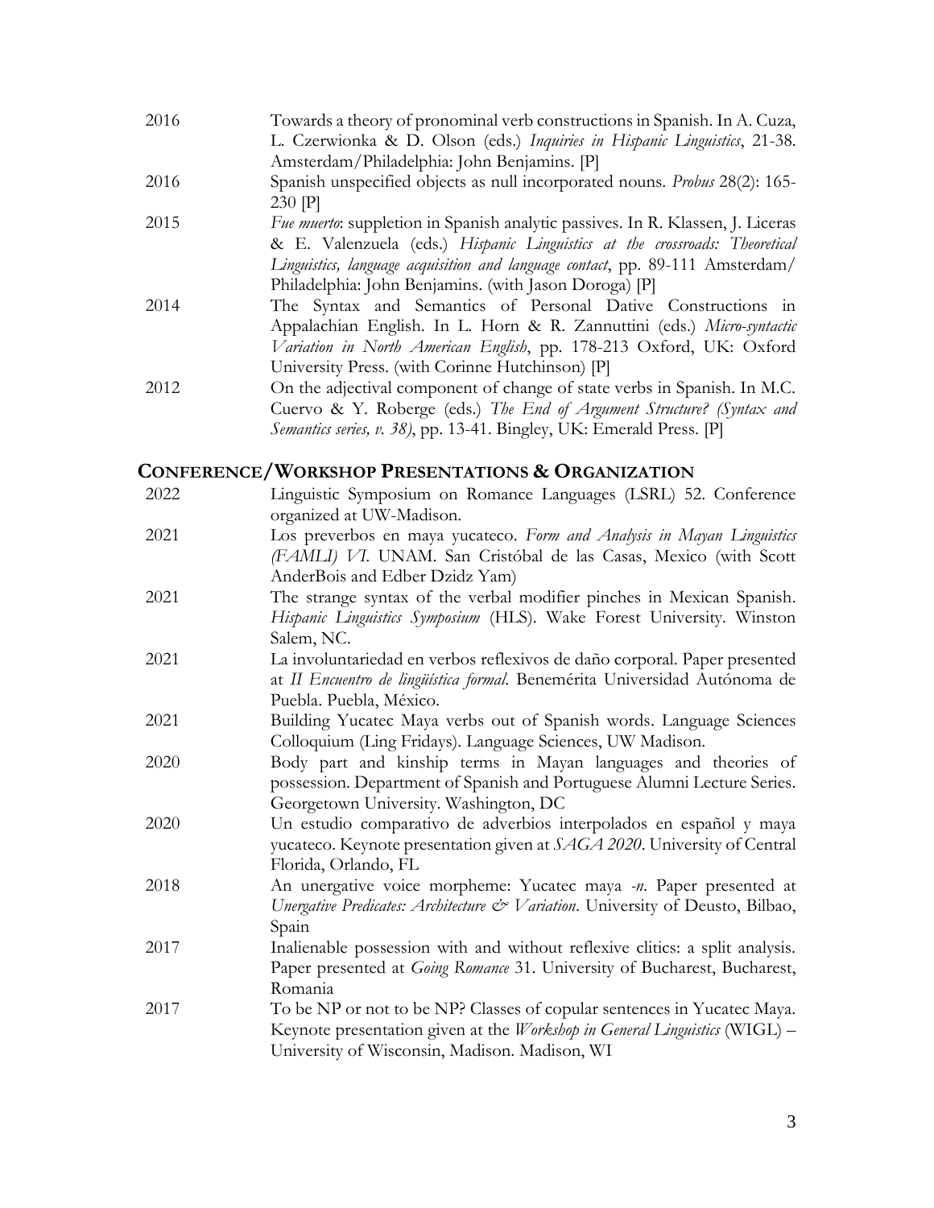2016 Towards a theory of pronominal verb constructions in Spanish. In A. Cuza, L. Czerwionka & D. Olson (eds.) *Inquiries in Hispanic Linguistics*, 21-38. Amsterdam/Philadelphia: John Benjamins. [P]

2016 Spanish unspecified objects as null incorporated nouns. *Probus* 28(2): 165-230 [P]

2015 *Fue muerto*: suppletion in Spanish analytic passives. In R. Klassen, J. Liceras & E. Valenzuela (eds.) *Hispanic Linguistics at the crossroads: Theoretical Linguistics, language acquisition and language contact*, pp. 89-111 Amsterdam/ Philadelphia: John Benjamins. (with Jason Doroga) [P]

2014 The Syntax and Semantics of Personal Dative Constructions in Appalachian English. In L. Horn & R. Zannuttini (eds.) *Micro-syntactic Variation in North American English*, pp. 178-213 Oxford, UK: Oxford University Press. (with Corinne Hutchinson) [P]

2012 On the adjectival component of change of state verbs in Spanish. In M.C. Cuervo & Y. Roberge (eds.) *The End of Argument Structure? (Syntax and Semantics series, v. 38)*, pp. 13-41. Bingley, UK: Emerald Press. [P]

## CONFERENCE/WORKSHOP PRESENTATIONS & ORGANIZATION

2022 Linguistic Symposium on Romance Languages (LSRL) 52. Conference organized at UW-Madison.

2021 Los preverbos en maya yucateco. *Form and Analysis in Mayan Linguistics (FAMLI) VI*. UNAM. San Cristóbal de las Casas, Mexico (with Scott AnderBois and Edber Dzidz Yam)

2021 The strange syntax of the verbal modifier pinches in Mexican Spanish. *Hispanic Linguistics Symposium* (HLS). Wake Forest University. Winston Salem, NC.

2021 La involuntariedad en verbos reflexivos de daño corporal. Paper presented at *II Encuentro de lingüística formal*. Benemérita Universidad Autónoma de Puebla. Puebla, México.

2021 Building Yucatec Maya verbs out of Spanish words. Language Sciences Colloquium (Ling Fridays). Language Sciences, UW Madison.

2020 Body part and kinship terms in Mayan languages and theories of possession. Department of Spanish and Portuguese Alumni Lecture Series. Georgetown University. Washington, DC

2020 Un estudio comparativo de adverbios interpolados en español y maya yucateco. Keynote presentation given at *SAGA 2020*. University of Central Florida, Orlando, FL

2018 An unergative voice morpheme: Yucatec maya *-n*. Paper presented at *Unergative Predicates: Architecture & Variation*. University of Deusto, Bilbao, Spain

2017 Inalienable possession with and without reflexive clitics: a split analysis. Paper presented at *Going Romance* 31. University of Bucharest, Bucharest, Romania

2017 To be NP or not to be NP? Classes of copular sentences in Yucatec Maya. Keynote presentation given at the *Workshop in General Linguistics* (WIGL) – University of Wisconsin, Madison. Madison, WI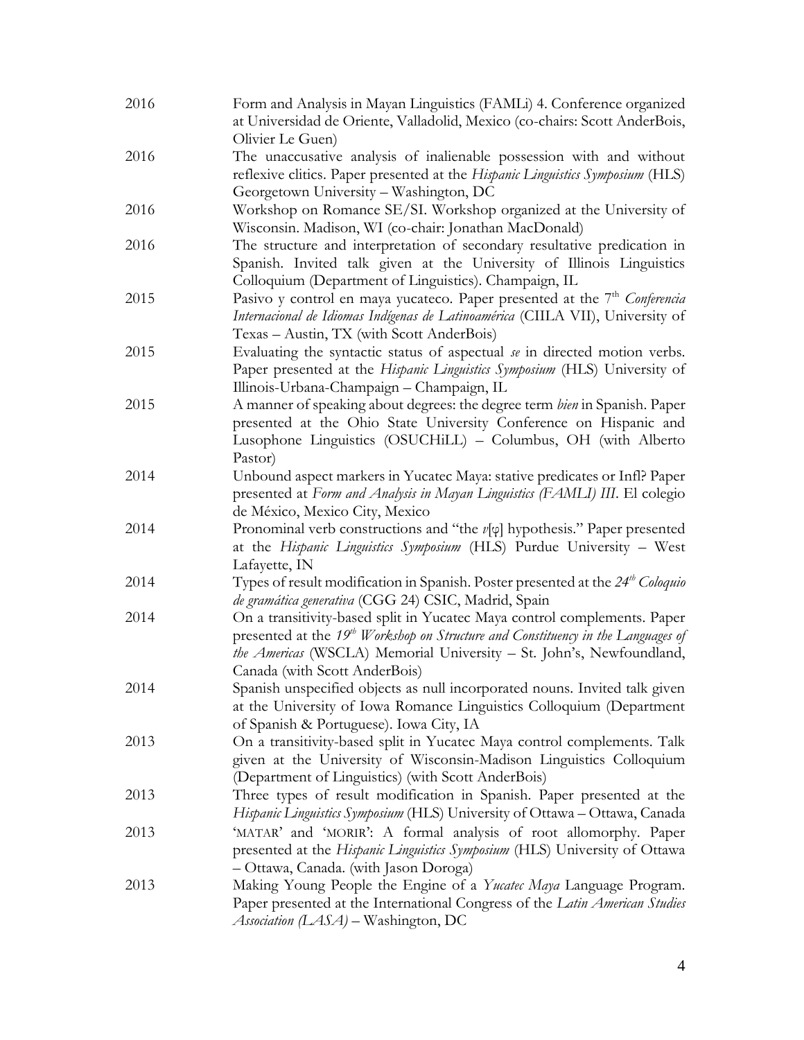2016 Form and Analysis in Mayan Linguistics (FAMLi) 4. Conference organized at Universidad de Oriente, Valladolid, Mexico (co-chairs: Scott AnderBois, Olivier Le Guen)

2016 The unaccusative analysis of inalienable possession with and without reflexive clitics. Paper presented at the *Hispanic Linguistics Symposium* (HLS) Georgetown University – Washington, DC

2016 Workshop on Romance SE/SI. Workshop organized at the University of Wisconsin. Madison, WI (co-chair: Jonathan MacDonald)

2016 The structure and interpretation of secondary resultative predication in Spanish. Invited talk given at the University of Illinois Linguistics Colloquium (Department of Linguistics). Champaign, IL

2015 Pasivo y control en maya yucateco. Paper presented at the 7th *Conferencia Internacional de Idiomas Indígenas de Latinoamérica* (CIILA VII), University of Texas – Austin, TX (with Scott AnderBois)

2015 Evaluating the syntactic status of aspectual *se* in directed motion verbs. Paper presented at the *Hispanic Linguistics Symposium* (HLS) University of Illinois-Urbana-Champaign – Champaign, IL

2015 A manner of speaking about degrees: the degree term *bien* in Spanish. Paper presented at the Ohio State University Conference on Hispanic and Lusophone Linguistics (OSUCHiLL) – Columbus, OH (with Alberto Pastor)

2014 Unbound aspect markers in Yucatec Maya: stative predicates or Infl? Paper presented at *Form and Analysis in Mayan Linguistics (FAMLI) III*. El colegio de México, Mexico City, Mexico

2014 Pronominal verb constructions and "the *v*[φ] hypothesis." Paper presented at the *Hispanic Linguistics Symposium* (HLS) Purdue University – West Lafayette, IN

2014 Types of result modification in Spanish. Poster presented at the *24th Coloquio de gramática generativa* (CGG 24) CSIC, Madrid, Spain

2014 On a transitivity-based split in Yucatec Maya control complements. Paper presented at the *19th Workshop on Structure and Constituency in the Languages of the Americas* (WSCLA) Memorial University – St. John's, Newfoundland, Canada (with Scott AnderBois)

2014 Spanish unspecified objects as null incorporated nouns. Invited talk given at the University of Iowa Romance Linguistics Colloquium (Department of Spanish & Portuguese). Iowa City, IA

2013 On a transitivity-based split in Yucatec Maya control complements. Talk given at the University of Wisconsin-Madison Linguistics Colloquium (Department of Linguistics) (with Scott AnderBois)

2013 Three types of result modification in Spanish. Paper presented at the *Hispanic Linguistics Symposium* (HLS) University of Ottawa – Ottawa, Canada

2013 'MATAR' and 'MORIR': A formal analysis of root allomorphy. Paper presented at the *Hispanic Linguistics Symposium* (HLS) University of Ottawa – Ottawa, Canada. (with Jason Doroga)

2013 Making Young People the Engine of a *Yucatec Maya* Language Program. Paper presented at the International Congress of the *Latin American Studies Association (LASA)* – Washington, DC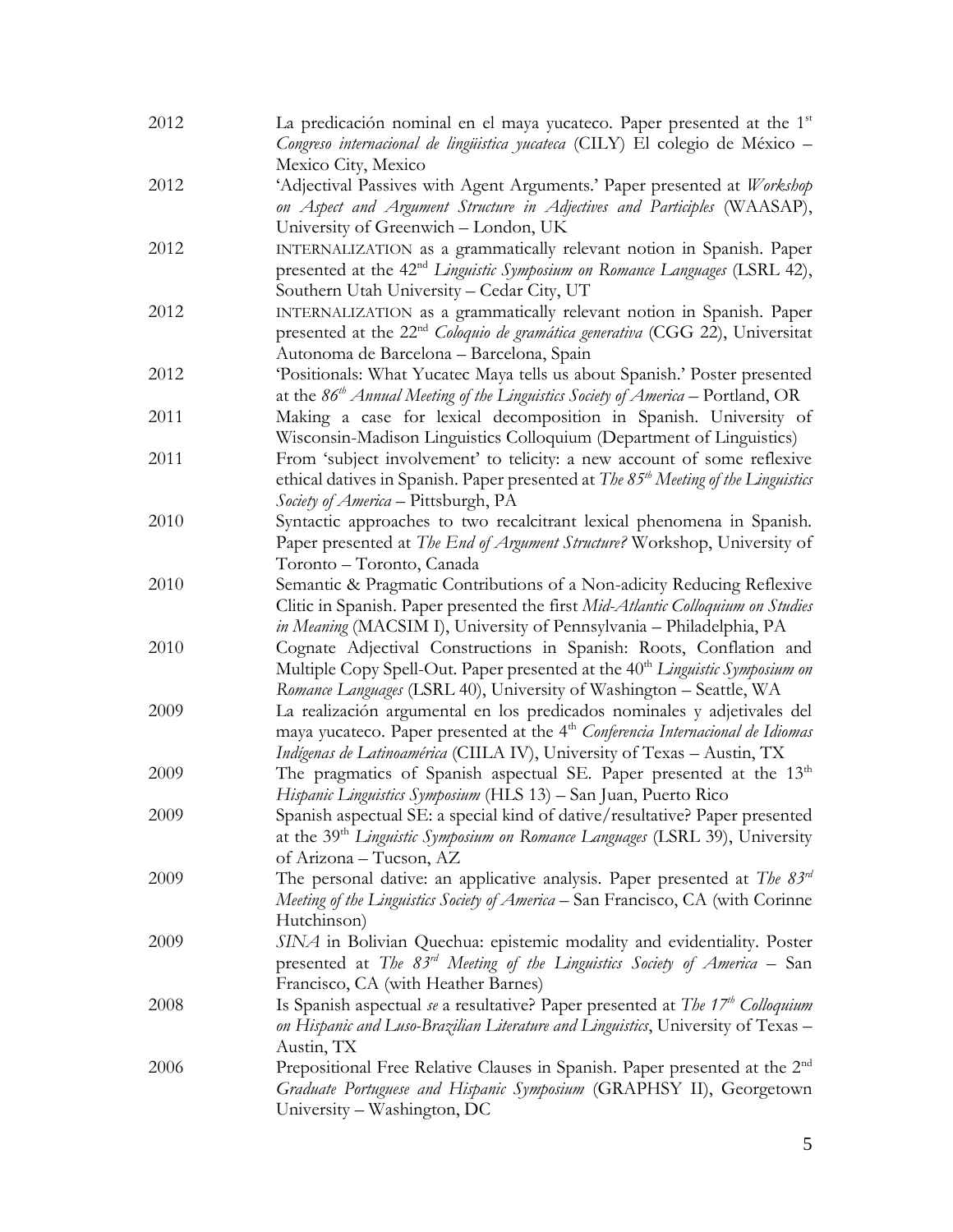2012 La predicación nominal en el maya yucateco. Paper presented at the 1st *Congreso internacional de lingüística yucateca* (CILY) El colegio de México – Mexico City, Mexico

2012 'Adjectival Passives with Agent Arguments.' Paper presented at *Workshop on Aspect and Argument Structure in Adjectives and Participles* (WAASAP), University of Greenwich – London, UK

2012 INTERNALIZATION as a grammatically relevant notion in Spanish. Paper presented at the 42nd *Linguistic Symposium on Romance Languages* (LSRL 42), Southern Utah University – Cedar City, UT

2012 INTERNALIZATION as a grammatically relevant notion in Spanish. Paper presented at the 22nd *Coloquio de gramática generativa* (CGG 22), Universitat Autonoma de Barcelona – Barcelona, Spain

2012 'Positionals: What Yucatec Maya tells us about Spanish.' Poster presented at the *86th Annual Meeting of the Linguistics Society of America* – Portland, OR

2011 Making a case for lexical decomposition in Spanish. University of Wisconsin-Madison Linguistics Colloquium (Department of Linguistics)

2011 From 'subject involvement' to telicity: a new account of some reflexive ethical datives in Spanish. Paper presented at *The 85th Meeting of the Linguistics Society of America* – Pittsburgh, PA

2010 Syntactic approaches to two recalcitrant lexical phenomena in Spanish. Paper presented at *The End of Argument Structure?* Workshop, University of Toronto – Toronto, Canada

2010 Semantic & Pragmatic Contributions of a Non-adicity Reducing Reflexive Clitic in Spanish. Paper presented the first *Mid-Atlantic Colloquium on Studies in Meaning* (MACSIM I), University of Pennsylvania – Philadelphia, PA

2010 Cognate Adjectival Constructions in Spanish: Roots, Conflation and Multiple Copy Spell-Out. Paper presented at the 40th *Linguistic Symposium on Romance Languages* (LSRL 40), University of Washington – Seattle, WA

2009 La realización argumental en los predicados nominales y adjetivales del maya yucateco. Paper presented at the 4th *Conferencia Internacional de Idiomas Indígenas de Latinoamérica* (CIILA IV), University of Texas – Austin, TX

2009 The pragmatics of Spanish aspectual SE. Paper presented at the 13th *Hispanic Linguistics Symposium* (HLS 13) – San Juan, Puerto Rico

2009 Spanish aspectual SE: a special kind of dative/resultative? Paper presented at the 39th *Linguistic Symposium on Romance Languages* (LSRL 39), University of Arizona – Tucson, AZ

2009 The personal dative: an applicative analysis. Paper presented at *The 83rd Meeting of the Linguistics Society of America* – San Francisco, CA (with Corinne Hutchinson)

2009 *SINA* in Bolivian Quechua: epistemic modality and evidentiality. Poster presented at *The 83rd Meeting of the Linguistics Society of America* – San Francisco, CA (with Heather Barnes)

2008 Is Spanish aspectual *se* a resultative? Paper presented at *The 17th Colloquium on Hispanic and Luso-Brazilian Literature and Linguistics*, University of Texas – Austin, TX

2006 Prepositional Free Relative Clauses in Spanish. Paper presented at the 2nd *Graduate Portuguese and Hispanic Symposium* (GRAPHSY II), Georgetown University – Washington, DC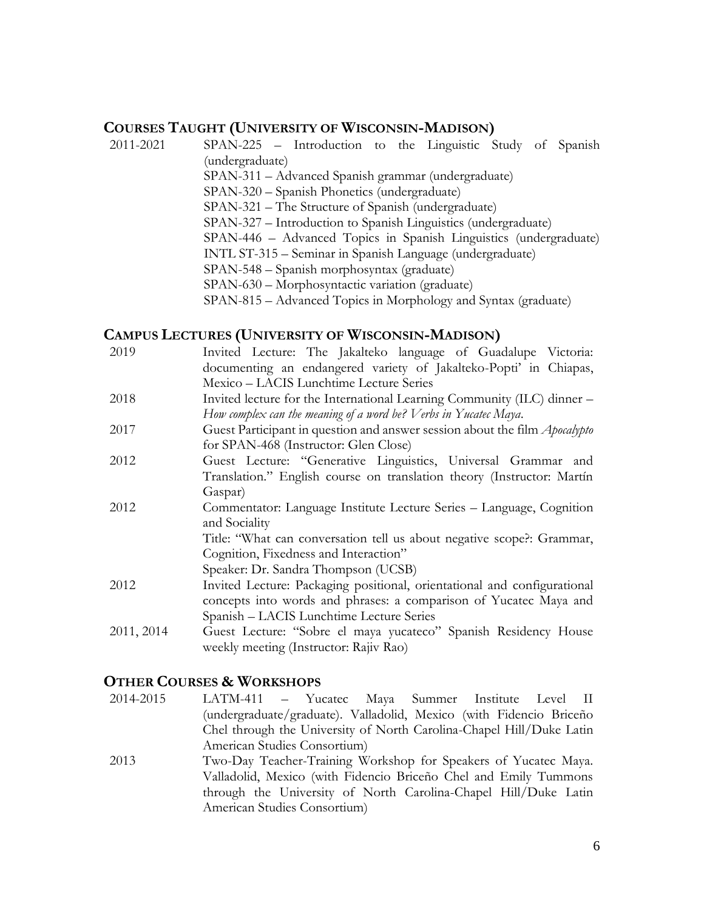## COURSES TAUGHT (UNIVERSITY OF WISCONSIN-MADISON)

2011-2021

- SPAN-225 – Introduction to the Linguistic Study of Spanish (undergraduate)
- SPAN-311 – Advanced Spanish grammar (undergraduate)
- SPAN-320 – Spanish Phonetics (undergraduate)
- SPAN-321 – The Structure of Spanish (undergraduate)
- SPAN-327 – Introduction to Spanish Linguistics (undergraduate)
- SPAN-446 – Advanced Topics in Spanish Linguistics (undergraduate)
- INTL ST-315 – Seminar in Spanish Language (undergraduate)
- SPAN-548 – Spanish morphosyntax (graduate)
- SPAN-630 – Morphosyntactic variation (graduate)
- SPAN-815 – Advanced Topics in Morphology and Syntax (graduate)

## CAMPUS LECTURES (UNIVERSITY OF WISCONSIN-MADISON)

2019 — Invited Lecture: The Jakalteko language of Guadalupe Victoria: documenting an endangered variety of Jakalteko-Popti' in Chiapas, Mexico – LACIS Lunchtime Lecture Series

2018 — Invited lecture for the International Learning Community (ILC) dinner – *How complex can the meaning of a word be? Verbs in Yucatec Maya*.

2017 — Guest Participant in question and answer session about the film *Apocalypto* for SPAN-468 (Instructor: Glen Close)

2012 — Guest Lecture: "Generative Linguistics, Universal Grammar and Translation." English course on translation theory (Instructor: Martín Gaspar)

2012 — Commentator: Language Institute Lecture Series – Language, Cognition and Sociality
Title: "What can conversation tell us about negative scope?: Grammar, Cognition, Fixedness and Interaction"
Speaker: Dr. Sandra Thompson (UCSB)

2012 — Invited Lecture: Packaging positional, orientational and configurational concepts into words and phrases: a comparison of Yucatec Maya and Spanish – LACIS Lunchtime Lecture Series

2011, 2014 — Guest Lecture: "Sobre el maya yucateco" Spanish Residency House weekly meeting (Instructor: Rajiv Rao)

## OTHER COURSES & WORKSHOPS

2014-2015 — LATM-411 – Yucatec Maya Summer Institute Level II (undergraduate/graduate). Valladolid, Mexico (with Fidencio Briceño Chel through the University of North Carolina-Chapel Hill/Duke Latin American Studies Consortium)

2013 — Two-Day Teacher-Training Workshop for Speakers of Yucatec Maya. Valladolid, Mexico (with Fidencio Briceño Chel and Emily Tummons through the University of North Carolina-Chapel Hill/Duke Latin American Studies Consortium)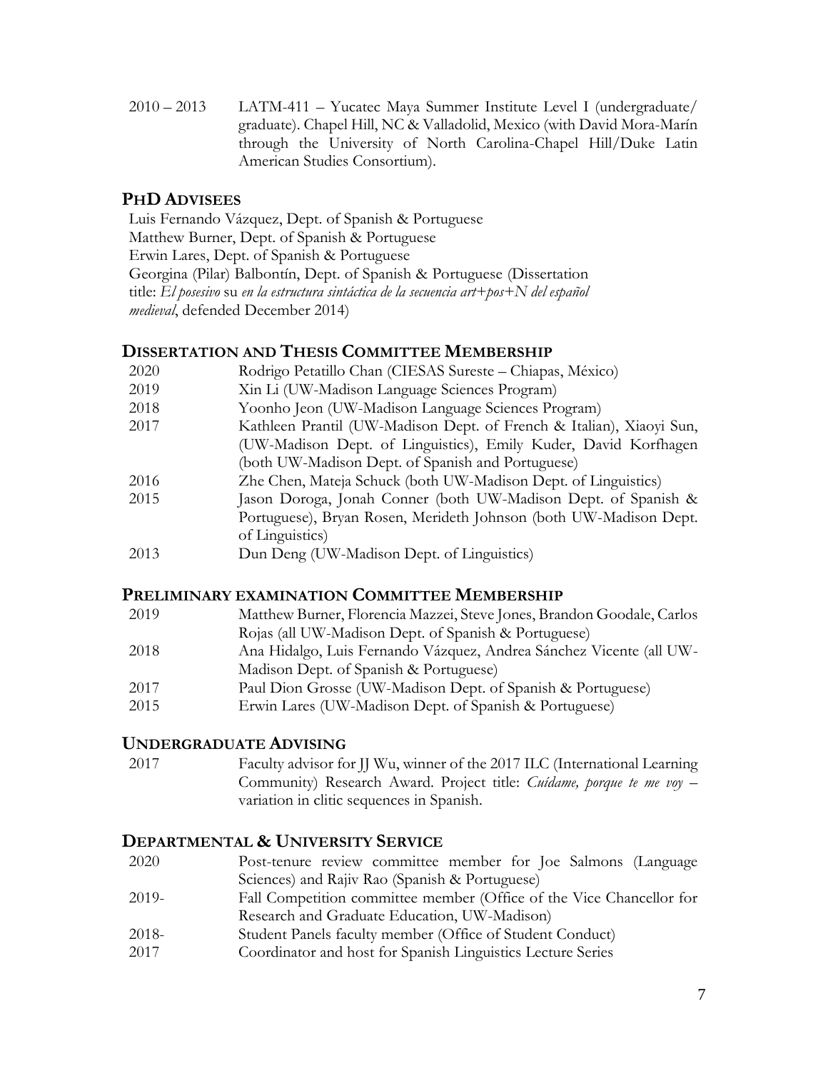2010 – 2013 LATM-411 – Yucatec Maya Summer Institute Level I (undergraduate/graduate). Chapel Hill, NC & Valladolid, Mexico (with David Mora-Marín through the University of North Carolina-Chapel Hill/Duke Latin American Studies Consortium).

## PhD Advisees

Luis Fernando Vázquez, Dept. of Spanish & Portuguese
Matthew Burner, Dept. of Spanish & Portuguese
Erwin Lares, Dept. of Spanish & Portuguese
Georgina (Pilar) Balbontín, Dept. of Spanish & Portuguese (Dissertation title: *El posesivo* su *en la estructura sintáctica de la secuencia art+pos+N del español medieval*, defended December 2014)

## Dissertation and Thesis Committee Membership

| | |
|---|---|
| 2020 | Rodrigo Petatillo Chan (CIESAS Sureste – Chiapas, México) |
| 2019 | Xin Li (UW-Madison Language Sciences Program) |
| 2018 | Yoonho Jeon (UW-Madison Language Sciences Program) |
| 2017 | Kathleen Prantil (UW-Madison Dept. of French & Italian), Xiaoyi Sun, (UW-Madison Dept. of Linguistics), Emily Kuder, David Korfhagen (both UW-Madison Dept. of Spanish and Portuguese) |
| 2016 | Zhe Chen, Mateja Schuck (both UW-Madison Dept. of Linguistics) |
| 2015 | Jason Doroga, Jonah Conner (both UW-Madison Dept. of Spanish & Portuguese), Bryan Rosen, Merideth Johnson (both UW-Madison Dept. of Linguistics) |
| 2013 | Dun Deng (UW-Madison Dept. of Linguistics) |

## Preliminary examination Committee Membership

| | |
|---|---|
| 2019 | Matthew Burner, Florencia Mazzei, Steve Jones, Brandon Goodale, Carlos Rojas (all UW-Madison Dept. of Spanish & Portuguese) |
| 2018 | Ana Hidalgo, Luis Fernando Vázquez, Andrea Sánchez Vicente (all UW-Madison Dept. of Spanish & Portuguese) |
| 2017 | Paul Dion Grosse (UW-Madison Dept. of Spanish & Portuguese) |
| 2015 | Erwin Lares (UW-Madison Dept. of Spanish & Portuguese) |

## Undergraduate Advising

| | |
|---|---|
| 2017 | Faculty advisor for JJ Wu, winner of the 2017 ILC (International Learning Community) Research Award. Project title: *Cuídame, porque te me voy* – variation in clitic sequences in Spanish. |

## Departmental & University Service

| | |
|---|---|
| 2020 | Post-tenure review committee member for Joe Salmons (Language Sciences) and Rajiv Rao (Spanish & Portuguese) |
| 2019- | Fall Competition committee member (Office of the Vice Chancellor for Research and Graduate Education, UW-Madison) |
| 2018- | Student Panels faculty member (Office of Student Conduct) |
| 2017 | Coordinator and host for Spanish Linguistics Lecture Series |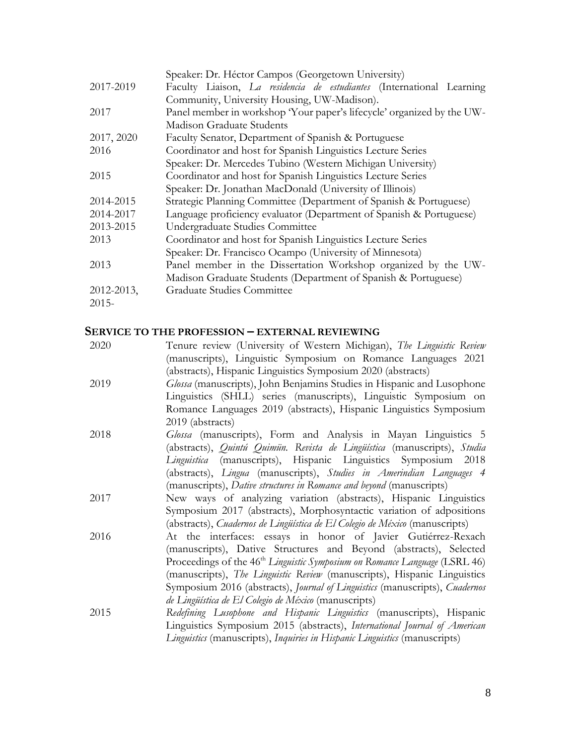| | |
|---|---|
| | Speaker: Dr. Héctor Campos (Georgetown University) |
| 2017-2019 | Faculty Liaison, *La residencia de estudiantes* (International Learning Community, University Housing, UW-Madison). |
| 2017 | Panel member in workshop 'Your paper's lifecycle' organized by the UW-Madison Graduate Students |
| 2017, 2020 | Faculty Senator, Department of Spanish & Portuguese |
| 2016 | Coordinator and host for Spanish Linguistics Lecture Series<br>Speaker: Dr. Mercedes Tubino (Western Michigan University) |
| 2015 | Coordinator and host for Spanish Linguistics Lecture Series<br>Speaker: Dr. Jonathan MacDonald (University of Illinois) |
| 2014-2015 | Strategic Planning Committee (Department of Spanish & Portuguese) |
| 2014-2017 | Language proficiency evaluator (Department of Spanish & Portuguese) |
| 2013-2015 | Undergraduate Studies Committee |
| 2013 | Coordinator and host for Spanish Linguistics Lecture Series<br>Speaker: Dr. Francisco Ocampo (University of Minnesota) |
| 2013 | Panel member in the Dissertation Workshop organized by the UW-Madison Graduate Students (Department of Spanish & Portuguese) |
| 2012-2013, 2015- | Graduate Studies Committee |

## SERVICE TO THE PROFESSION – EXTERNAL REVIEWING

| | |
|---|---|
| 2020 | Tenure review (University of Western Michigan), *The Linguistic Review* (manuscripts), Linguistic Symposium on Romance Languages 2021 (abstracts), Hispanic Linguistics Symposium 2020 (abstracts) |
| 2019 | *Glossa* (manuscripts), John Benjamins Studies in Hispanic and Lusophone Linguistics (SHLL) series (manuscripts), Linguistic Symposium on Romance Languages 2019 (abstracts), Hispanic Linguistics Symposium 2019 (abstracts) |
| 2018 | *Glossa* (manuscripts), Form and Analysis in Mayan Linguistics 5 (abstracts), *Quintú Quimün. Revista de Lingüística* (manuscripts), *Studia Linguistica* (manuscripts), Hispanic Linguistics Symposium 2018 (abstracts), *Lingua* (manuscripts), *Studies in Amerindian Languages 4* (manuscripts), *Dative structures in Romance and beyond* (manuscripts) |
| 2017 | New ways of analyzing variation (abstracts), Hispanic Linguistics Symposium 2017 (abstracts), Morphosyntactic variation of adpositions (abstracts), *Cuadernos de Lingüística de El Colegio de México* (manuscripts) |
| 2016 | At the interfaces: essays in honor of Javier Gutiérrez-Rexach (manuscripts), Dative Structures and Beyond (abstracts), Selected Proceedings of the 46th *Linguistic Symposium on Romance Language* (LSRL 46) (manuscripts), *The Linguistic Review* (manuscripts), Hispanic Linguistics Symposium 2016 (abstracts), *Journal of Linguistics* (manuscripts), *Cuadernos de Lingüística de El Colegio de México* (manuscripts) |
| 2015 | *Redefining Lusophone and Hispanic Linguistics* (manuscripts), Hispanic Linguistics Symposium 2015 (abstracts), *International Journal of American Linguistics* (manuscripts), *Inquiries in Hispanic Linguistics* (manuscripts) |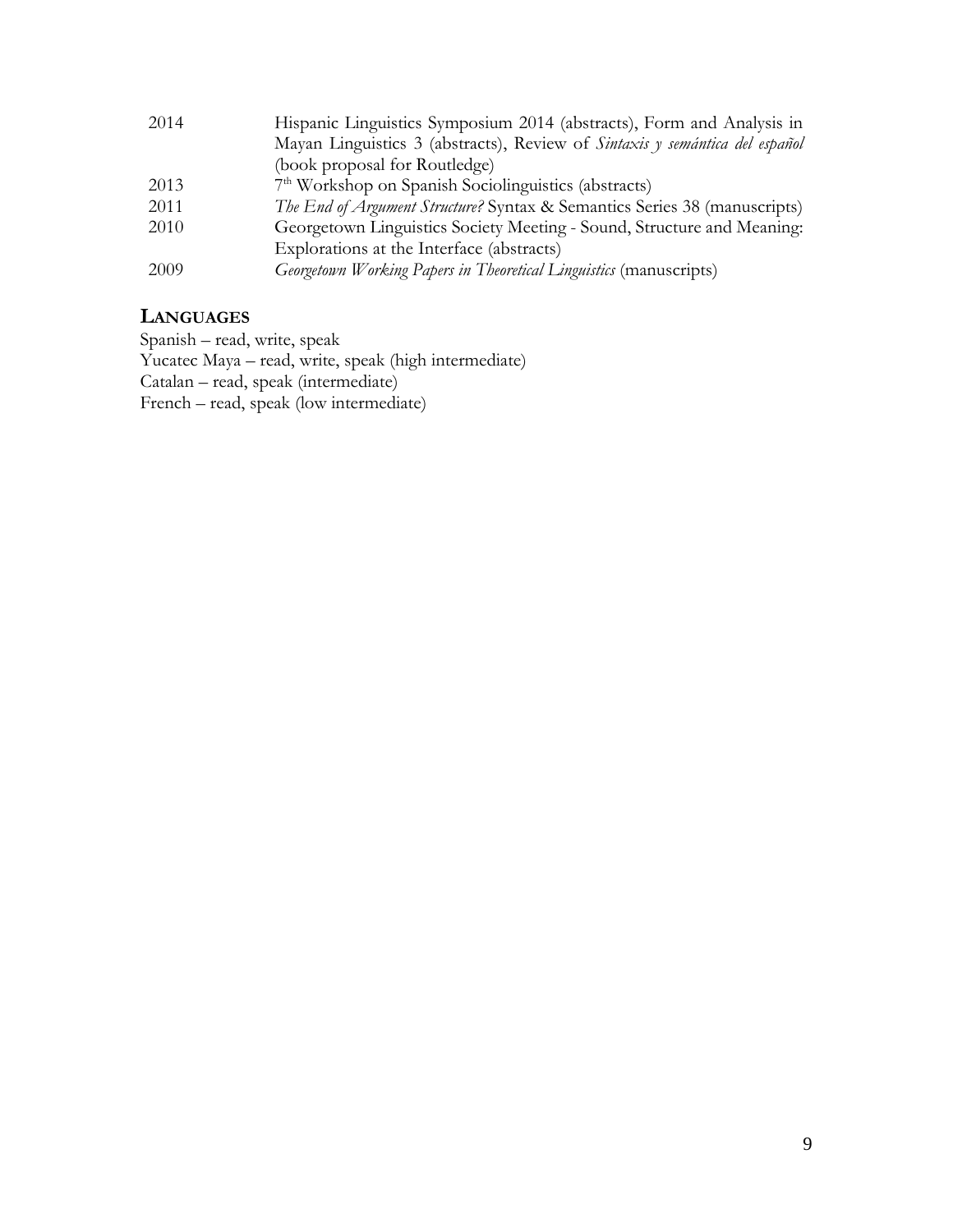| | |
|---|---|
| 2014 | Hispanic Linguistics Symposium 2014 (abstracts), Form and Analysis in Mayan Linguistics 3 (abstracts), Review of *Sintaxis y semántica del español* (book proposal for Routledge) |
| 2013 | 7th Workshop on Spanish Sociolinguistics (abstracts) |
| 2011 | *The End of Argument Structure?* Syntax & Semantics Series 38 (manuscripts) |
| 2010 | Georgetown Linguistics Society Meeting - Sound, Structure and Meaning: Explorations at the Interface (abstracts) |
| 2009 | *Georgetown Working Papers in Theoretical Linguistics* (manuscripts) |

## LANGUAGES

Spanish – read, write, speak
Yucatec Maya – read, write, speak (high intermediate)
Catalan – read, speak (intermediate)
French – read, speak (low intermediate)